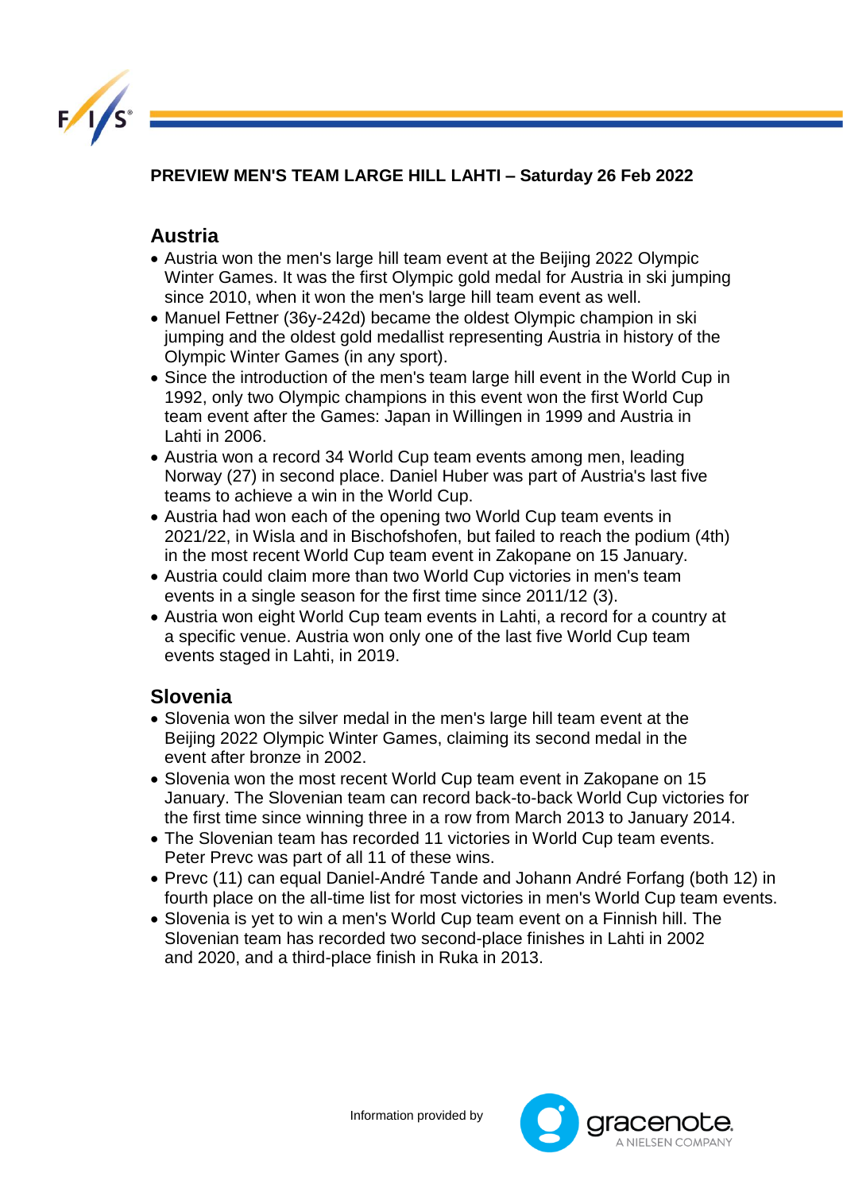**PREVIEW MEN'S TEAM LARGE HILL LAHTI – Saturday 26 Feb 2022**

## Austria

- Austria won the men's large hill team event at the Beijing 2022 Olympic Winter Games. It was the first Olympic gold medal for Austria in ski jumping since 2010, when it won the men's large hill team event as well.
- Manuel Fettner (36y-242d) became the oldest Olympic champion in ski jumping and the oldest gold medallist representing Austria in history of the Olympic Winter Games (in any sport).
- Since the introduction of the men's team large hill event in the World Cup in 1992, only two Olympic champions in this event won the first World Cup team event after the Games: Japan in Willingen in 1999 and Austria in Lahti in 2006.
- Austria won a record 34 World Cup team events among men, leading Norway (27) in second place. Daniel Huber was part of Austria's last five teams to achieve a win in the World Cup.
- Austria had won each of the opening two World Cup team events in 2021/22, in Wisla and in Bischofshofen, but failed to reach the podium (4th) in the most recent World Cup team event in Zakopane on 15 January.
- Austria could claim more than two World Cup victories in men's team events in a single season for the first time since 2011/12 (3).
- Austria won eight World Cup team events in Lahti, a record for a country at a specific venue. Austria won only one of the last five World Cup team events staged in Lahti, in 2019.

## Slovenia

- Slovenia won the silver medal in the men's large hill team event at the Beijing 2022 Olympic Winter Games, claiming its second medal in the event after bronze in 2002.
- Slovenia won the most recent World Cup team event in Zakopane on 15 January. The Slovenian team can record back-to-back World Cup victories for the first time since winning three in a row from March 2013 to January 2014.
- The Slovenian team has recorded 11 victories in World Cup team events. Peter Prevc was part of all 11 of these wins.
- Prevc (11) can equal Daniel-André Tande and Johann André Forfang (both 12) in fourth place on the all-time list for most victories in men's World Cup team events.
- Slovenia is yet to win a men's World Cup team event on a Finnish hill. The Slovenian team has recorded two second-place finishes in Lahti in 2002 and 2020, and a third-place finish in Ruka in 2013.

Information provided by gracenote. A NIELSEN COMPANY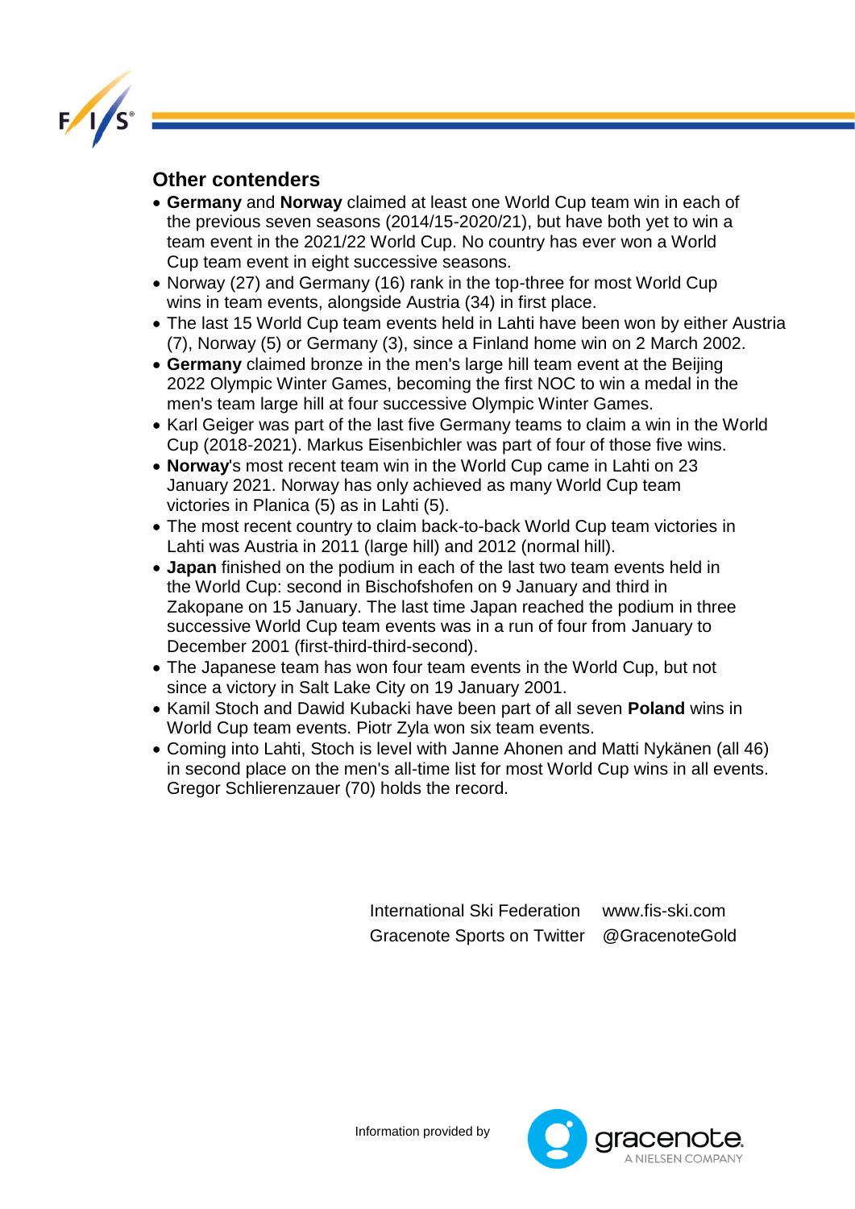## Other contenders

- **Germany** and **Norway** claimed at least one World Cup team win in each of the previous seven seasons (2014/15-2020/21), but have both yet to win a team event in the 2021/22 World Cup. No country has ever won a World Cup team event in eight successive seasons.
- Norway (27) and Germany (16) rank in the top-three for most World Cup wins in team events, alongside Austria (34) in first place.
- The last 15 World Cup team events held in Lahti have been won by either Austria (7), Norway (5) or Germany (3), since a Finland home win on 2 March 2002.
- **Germany** claimed bronze in the men's large hill team event at the Beijing 2022 Olympic Winter Games, becoming the first NOC to win a medal in the men's team large hill at four successive Olympic Winter Games.
- Karl Geiger was part of the last five Germany teams to claim a win in the World Cup (2018-2021). Markus Eisenbichler was part of four of those five wins.
- **Norway**'s most recent team win in the World Cup came in Lahti on 23 January 2021. Norway has only achieved as many World Cup team victories in Planica (5) as in Lahti (5).
- The most recent country to claim back-to-back World Cup team victories in Lahti was Austria in 2011 (large hill) and 2012 (normal hill).
- **Japan** finished on the podium in each of the last two team events held in the World Cup: second in Bischofshofen on 9 January and third in Zakopane on 15 January. The last time Japan reached the podium in three successive World Cup team events was in a run of four from January to December 2001 (first-third-third-second).
- The Japanese team has won four team events in the World Cup, but not since a victory in Salt Lake City on 19 January 2001.
- Kamil Stoch and Dawid Kubacki have been part of all seven **Poland** wins in World Cup team events. Piotr Zyla won six team events.
- Coming into Lahti, Stoch is level with Janne Ahonen and Matti Nykänen (all 46) in second place on the men's all-time list for most World Cup wins in all events. Gregor Schlierenzauer (70) holds the record.

International Ski Federation www.fis-ski.com
Gracenote Sports on Twitter @GracenoteGold

Information provided by gracenote. A NIELSEN COMPANY